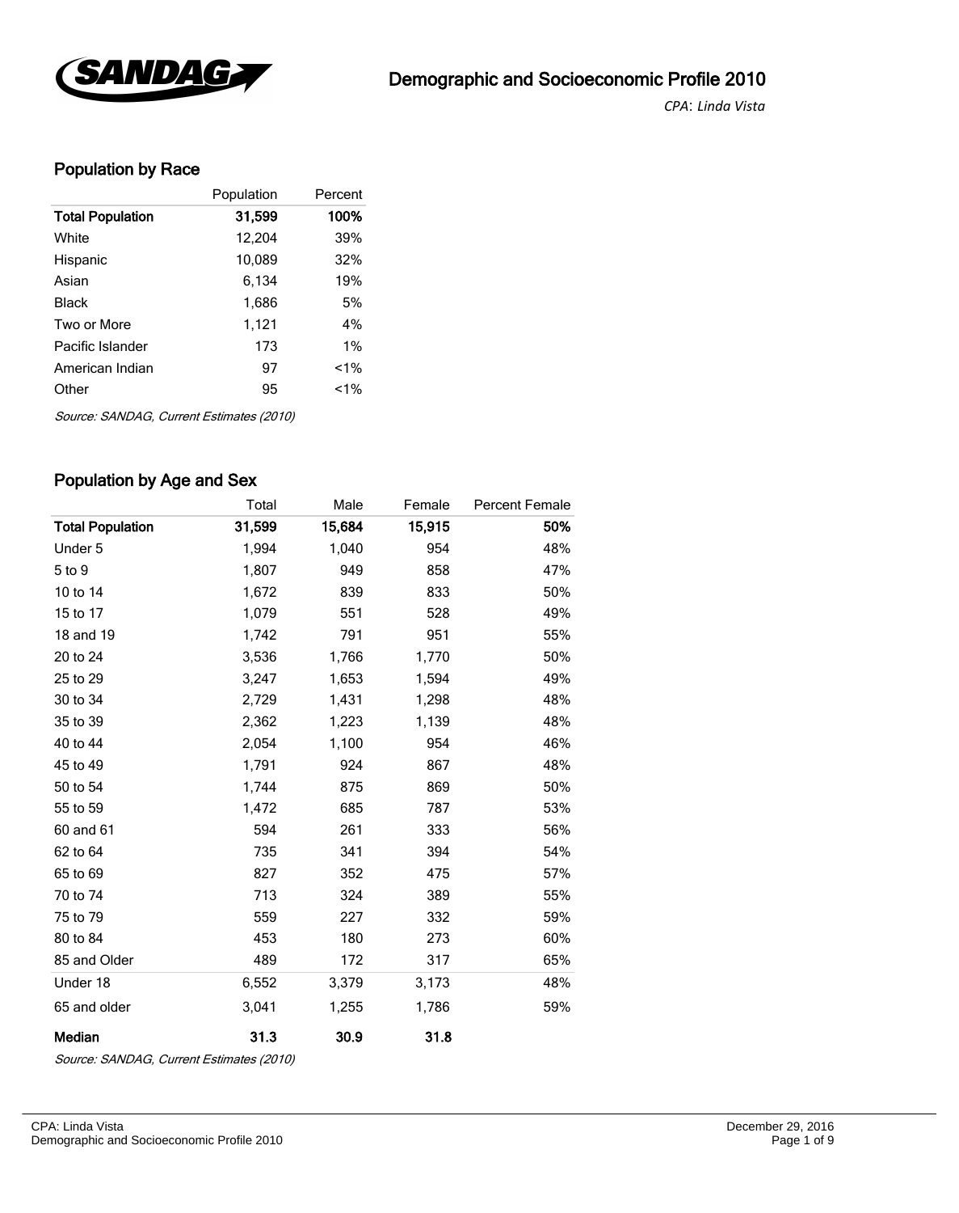# Demographic and Socioeconomic Profile 2010

*CPA: Linda Vista*

## Population by Race

| | Population | Percent |
|---|---|---|
| **Total Population** | **31,599** | **100%** |
| White | 12,204 | 39% |
| Hispanic | 10,089 | 32% |
| Asian | 6,134 | 19% |
| Black | 1,686 | 5% |
| Two or More | 1,121 | 4% |
| Pacific Islander | 173 | 1% |
| American Indian | 97 | <1% |
| Other | 95 | <1% |

*Source: SANDAG, Current Estimates (2010)*

## Population by Age and Sex

| | Total | Male | Female | Percent Female |
|---|---|---|---|---|
| **Total Population** | **31,599** | **15,684** | **15,915** | **50%** |
| Under 5 | 1,994 | 1,040 | 954 | 48% |
| 5 to 9 | 1,807 | 949 | 858 | 47% |
| 10 to 14 | 1,672 | 839 | 833 | 50% |
| 15 to 17 | 1,079 | 551 | 528 | 49% |
| 18 and 19 | 1,742 | 791 | 951 | 55% |
| 20 to 24 | 3,536 | 1,766 | 1,770 | 50% |
| 25 to 29 | 3,247 | 1,653 | 1,594 | 49% |
| 30 to 34 | 2,729 | 1,431 | 1,298 | 48% |
| 35 to 39 | 2,362 | 1,223 | 1,139 | 48% |
| 40 to 44 | 2,054 | 1,100 | 954 | 46% |
| 45 to 49 | 1,791 | 924 | 867 | 48% |
| 50 to 54 | 1,744 | 875 | 869 | 50% |
| 55 to 59 | 1,472 | 685 | 787 | 53% |
| 60 and 61 | 594 | 261 | 333 | 56% |
| 62 to 64 | 735 | 341 | 394 | 54% |
| 65 to 69 | 827 | 352 | 475 | 57% |
| 70 to 74 | 713 | 324 | 389 | 55% |
| 75 to 79 | 559 | 227 | 332 | 59% |
| 80 to 84 | 453 | 180 | 273 | 60% |
| 85 and Older | 489 | 172 | 317 | 65% |
| Under 18 | 6,552 | 3,379 | 3,173 | 48% |
| 65 and older | 3,041 | 1,255 | 1,786 | 59% |
| **Median** | **31.3** | **30.9** | **31.8** | |

*Source: SANDAG, Current Estimates (2010)*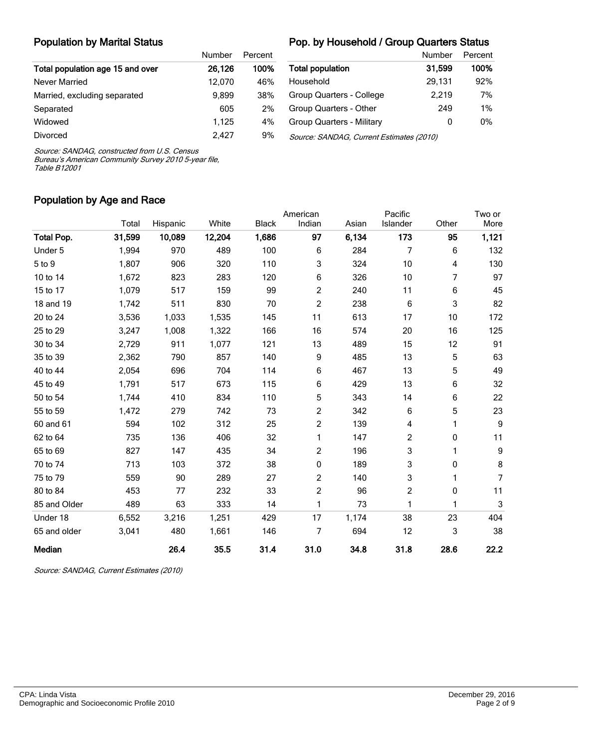## Population by Marital Status

| | Number | Percent |
|---|---|---|
| **Total population age 15 and over** | **26,126** | **100%** |
| Never Married | 12,070 | 46% |
| Married, excluding separated | 9,899 | 38% |
| Separated | 605 | 2% |
| Widowed | 1,125 | 4% |
| Divorced | 2,427 | 9% |

*Source: SANDAG, constructed from U.S. Census Bureau's American Community Survey 2010 5-year file, Table B12001*

## Pop. by Household / Group Quarters Status

| | Number | Percent |
|---|---|---|
| **Total population** | **31,599** | **100%** |
| Household | 29,131 | 92% |
| Group Quarters - College | 2,219 | 7% |
| Group Quarters - Other | 249 | 1% |
| Group Quarters - Military | 0 | 0% |

*Source: SANDAG, Current Estimates (2010)*

## Population by Age and Race

| | Total | Hispanic | White | Black | American Indian | Asian | Pacific Islander | Other | Two or More |
|---|---|---|---|---|---|---|---|---|---|
| **Total Pop.** | **31,599** | **10,089** | **12,204** | **1,686** | **97** | **6,134** | **173** | **95** | **1,121** |
| Under 5 | 1,994 | 970 | 489 | 100 | 6 | 284 | 7 | 6 | 132 |
| 5 to 9 | 1,807 | 906 | 320 | 110 | 3 | 324 | 10 | 4 | 130 |
| 10 to 14 | 1,672 | 823 | 283 | 120 | 6 | 326 | 10 | 7 | 97 |
| 15 to 17 | 1,079 | 517 | 159 | 99 | 2 | 240 | 11 | 6 | 45 |
| 18 and 19 | 1,742 | 511 | 830 | 70 | 2 | 238 | 6 | 3 | 82 |
| 20 to 24 | 3,536 | 1,033 | 1,535 | 145 | 11 | 613 | 17 | 10 | 172 |
| 25 to 29 | 3,247 | 1,008 | 1,322 | 166 | 16 | 574 | 20 | 16 | 125 |
| 30 to 34 | 2,729 | 911 | 1,077 | 121 | 13 | 489 | 15 | 12 | 91 |
| 35 to 39 | 2,362 | 790 | 857 | 140 | 9 | 485 | 13 | 5 | 63 |
| 40 to 44 | 2,054 | 696 | 704 | 114 | 6 | 467 | 13 | 5 | 49 |
| 45 to 49 | 1,791 | 517 | 673 | 115 | 6 | 429 | 13 | 6 | 32 |
| 50 to 54 | 1,744 | 410 | 834 | 110 | 5 | 343 | 14 | 6 | 22 |
| 55 to 59 | 1,472 | 279 | 742 | 73 | 2 | 342 | 6 | 5 | 23 |
| 60 and 61 | 594 | 102 | 312 | 25 | 2 | 139 | 4 | 1 | 9 |
| 62 to 64 | 735 | 136 | 406 | 32 | 1 | 147 | 2 | 0 | 11 |
| 65 to 69 | 827 | 147 | 435 | 34 | 2 | 196 | 3 | 1 | 9 |
| 70 to 74 | 713 | 103 | 372 | 38 | 0 | 189 | 3 | 0 | 8 |
| 75 to 79 | 559 | 90 | 289 | 27 | 2 | 140 | 3 | 1 | 7 |
| 80 to 84 | 453 | 77 | 232 | 33 | 2 | 96 | 2 | 0 | 11 |
| 85 and Older | 489 | 63 | 333 | 14 | 1 | 73 | 1 | 1 | 3 |
| Under 18 | 6,552 | 3,216 | 1,251 | 429 | 17 | 1,174 | 38 | 23 | 404 |
| 65 and older | 3,041 | 480 | 1,661 | 146 | 7 | 694 | 12 | 3 | 38 |
| **Median** | | **26.4** | **35.5** | **31.4** | **31.0** | **34.8** | **31.8** | **28.6** | **22.2** |

*Source: SANDAG, Current Estimates (2010)*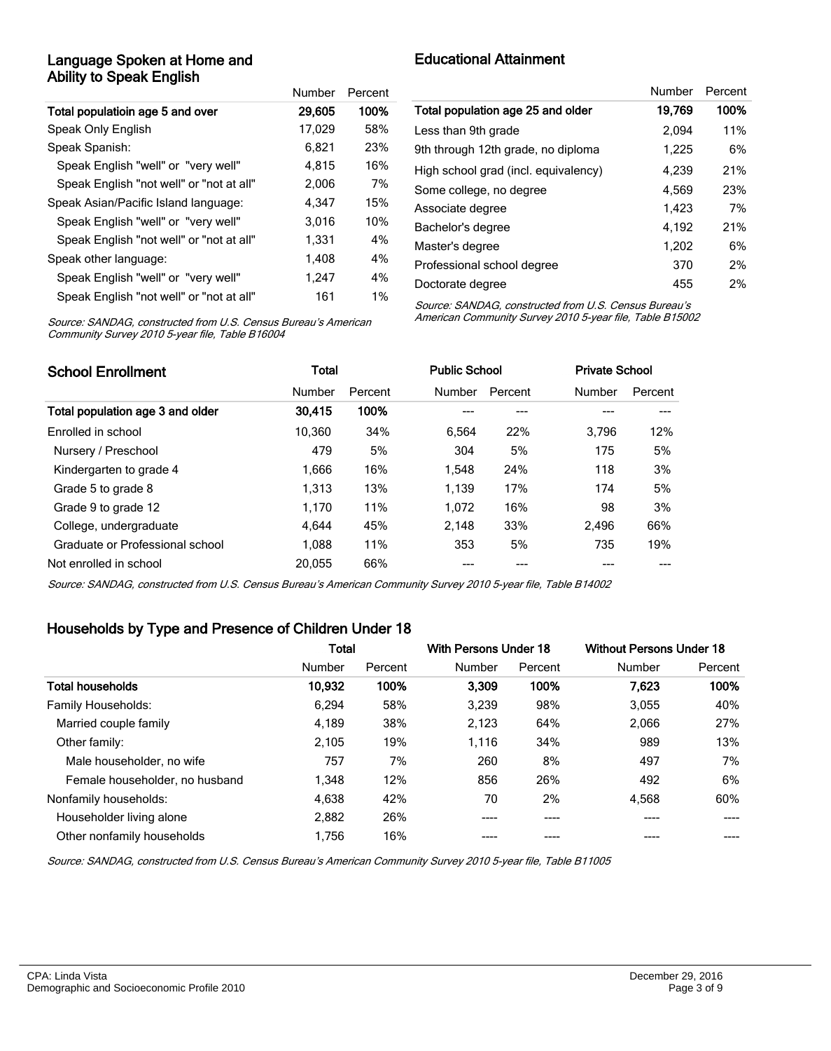## Language Spoken at Home and Ability to Speak English

| | Number | Percent |
|---|---|---|
| **Total populatioin age 5 and over** | **29,605** | **100%** |
| Speak Only English | 17,029 | 58% |
| Speak Spanish: | 6,821 | 23% |
| Speak English "well" or "very well" | 4,815 | 16% |
| Speak English "not well" or "not at all" | 2,006 | 7% |
| Speak Asian/Pacific Island language: | 4,347 | 15% |
| Speak English "well" or "very well" | 3,016 | 10% |
| Speak English "not well" or "not at all" | 1,331 | 4% |
| Speak other language: | 1,408 | 4% |
| Speak English "well" or "very well" | 1,247 | 4% |
| Speak English "not well" or "not at all" | 161 | 1% |

*Source: SANDAG, constructed from U.S. Census Bureau's American Community Survey 2010 5-year file, Table B16004*

## Educational Attainment

| | Number | Percent |
|---|---|---|
| **Total population age 25 and older** | **19,769** | **100%** |
| Less than 9th grade | 2,094 | 11% |
| 9th through 12th grade, no diploma | 1,225 | 6% |
| High school grad (incl. equivalency) | 4,239 | 21% |
| Some college, no degree | 4,569 | 23% |
| Associate degree | 1,423 | 7% |
| Bachelor's degree | 4,192 | 21% |
| Master's degree | 1,202 | 6% |
| Professional school degree | 370 | 2% |
| Doctorate degree | 455 | 2% |

*Source: SANDAG, constructed from U.S. Census Bureau's American Community Survey 2010 5-year file, Table B15002*

## School Enrollment

| | Total | | Public School | | Private School | |
|---|---|---|---|---|---|---|
| | Number | Percent | Number | Percent | Number | Percent |
| **Total population age 3 and older** | **30,415** | **100%** | --- | --- | --- | --- |
| Enrolled in school | 10,360 | 34% | 6,564 | 22% | 3,796 | 12% |
| Nursery / Preschool | 479 | 5% | 304 | 5% | 175 | 5% |
| Kindergarten to grade 4 | 1,666 | 16% | 1,548 | 24% | 118 | 3% |
| Grade 5 to grade 8 | 1,313 | 13% | 1,139 | 17% | 174 | 5% |
| Grade 9 to grade 12 | 1,170 | 11% | 1,072 | 16% | 98 | 3% |
| College, undergraduate | 4,644 | 45% | 2,148 | 33% | 2,496 | 66% |
| Graduate or Professional school | 1,088 | 11% | 353 | 5% | 735 | 19% |
| Not enrolled in school | 20,055 | 66% | --- | --- | --- | --- |

*Source: SANDAG, constructed from U.S. Census Bureau's American Community Survey 2010 5-year file, Table B14002*

## Households by Type and Presence of Children Under 18

| | Total | | With Persons Under 18 | | Without Persons Under 18 | |
|---|---|---|---|---|---|---|
| | Number | Percent | Number | Percent | Number | Percent |
| **Total households** | **10,932** | **100%** | **3,309** | **100%** | **7,623** | **100%** |
| Family Households: | 6,294 | 58% | 3,239 | 98% | 3,055 | 40% |
| Married couple family | 4,189 | 38% | 2,123 | 64% | 2,066 | 27% |
| Other family: | 2,105 | 19% | 1,116 | 34% | 989 | 13% |
| Male householder, no wife | 757 | 7% | 260 | 8% | 497 | 7% |
| Female householder, no husband | 1,348 | 12% | 856 | 26% | 492 | 6% |
| Nonfamily households: | 4,638 | 42% | 70 | 2% | 4,568 | 60% |
| Householder living alone | 2,882 | 26% | ---- | ---- | ---- | ---- |
| Other nonfamily households | 1,756 | 16% | ---- | ---- | ---- | ---- |

*Source: SANDAG, constructed from U.S. Census Bureau's American Community Survey 2010 5-year file, Table B11005*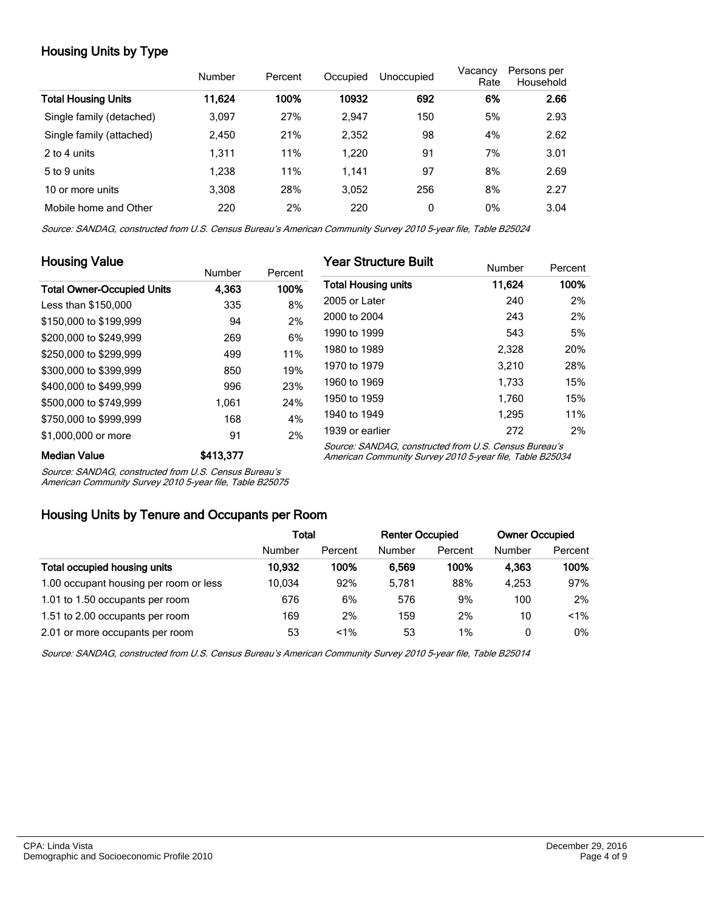## Housing Units by Type

| | Number | Percent | Occupied | Unoccupied | Vacancy Rate | Persons per Household |
|---|---|---|---|---|---|---|
| **Total Housing Units** | **11,624** | **100%** | **10932** | **692** | **6%** | **2.66** |
| Single family (detached) | 3,097 | 27% | 2,947 | 150 | 5% | 2.93 |
| Single family (attached) | 2,450 | 21% | 2,352 | 98 | 4% | 2.62 |
| 2 to 4 units | 1,311 | 11% | 1,220 | 91 | 7% | 3.01 |
| 5 to 9 units | 1,238 | 11% | 1,141 | 97 | 8% | 2.69 |
| 10 or more units | 3,308 | 28% | 3,052 | 256 | 8% | 2.27 |
| Mobile home and Other | 220 | 2% | 220 | 0 | 0% | 3.04 |

*Source: SANDAG, constructed from U.S. Census Bureau's American Community Survey 2010 5-year file, Table B25024*

## Housing Value

| | Number | Percent |
|---|---|---|
| **Total Owner-Occupied Units** | **4,363** | **100%** |
| Less than $150,000 | 335 | 8% |
| $150,000 to $199,999 | 94 | 2% |
| $200,000 to $249,999 | 269 | 6% |
| $250,000 to $299,999 | 499 | 11% |
| $300,000 to $399,999 | 850 | 19% |
| $400,000 to $499,999 | 996 | 23% |
| $500,000 to $749,999 | 1,061 | 24% |
| $750,000 to $999,999 | 168 | 4% |
| $1,000,000 or more | 91 | 2% |
| **Median Value** | **$413,377** | |

*Source: SANDAG, constructed from U.S. Census Bureau's American Community Survey 2010 5-year file, Table B25075*

## Year Structure Built

| | Number | Percent |
|---|---|---|
| **Total Housing units** | **11,624** | **100%** |
| 2005 or Later | 240 | 2% |
| 2000 to 2004 | 243 | 2% |
| 1990 to 1999 | 543 | 5% |
| 1980 to 1989 | 2,328 | 20% |
| 1970 to 1979 | 3,210 | 28% |
| 1960 to 1969 | 1,733 | 15% |
| 1950 to 1959 | 1,760 | 15% |
| 1940 to 1949 | 1,295 | 11% |
| 1939 or earlier | 272 | 2% |

*Source: SANDAG, constructed from U.S. Census Bureau's American Community Survey 2010 5-year file, Table B25034*

## Housing Units by Tenure and Occupants per Room

| | Total | | Renter Occupied | | Owner Occupied | |
|---|---|---|---|---|---|---|
| | Number | Percent | Number | Percent | Number | Percent |
| **Total occupied housing units** | **10,932** | **100%** | **6,569** | **100%** | **4,363** | **100%** |
| 1.00 occupant housing per room or less | 10,034 | 92% | 5,781 | 88% | 4,253 | 97% |
| 1.01 to 1.50 occupants per room | 676 | 6% | 576 | 9% | 100 | 2% |
| 1.51 to 2.00 occupants per room | 169 | 2% | 159 | 2% | 10 | <1% |
| 2.01 or more occupants per room | 53 | <1% | 53 | 1% | 0 | 0% |

*Source: SANDAG, constructed from U.S. Census Bureau's American Community Survey 2010 5-year file, Table B25014*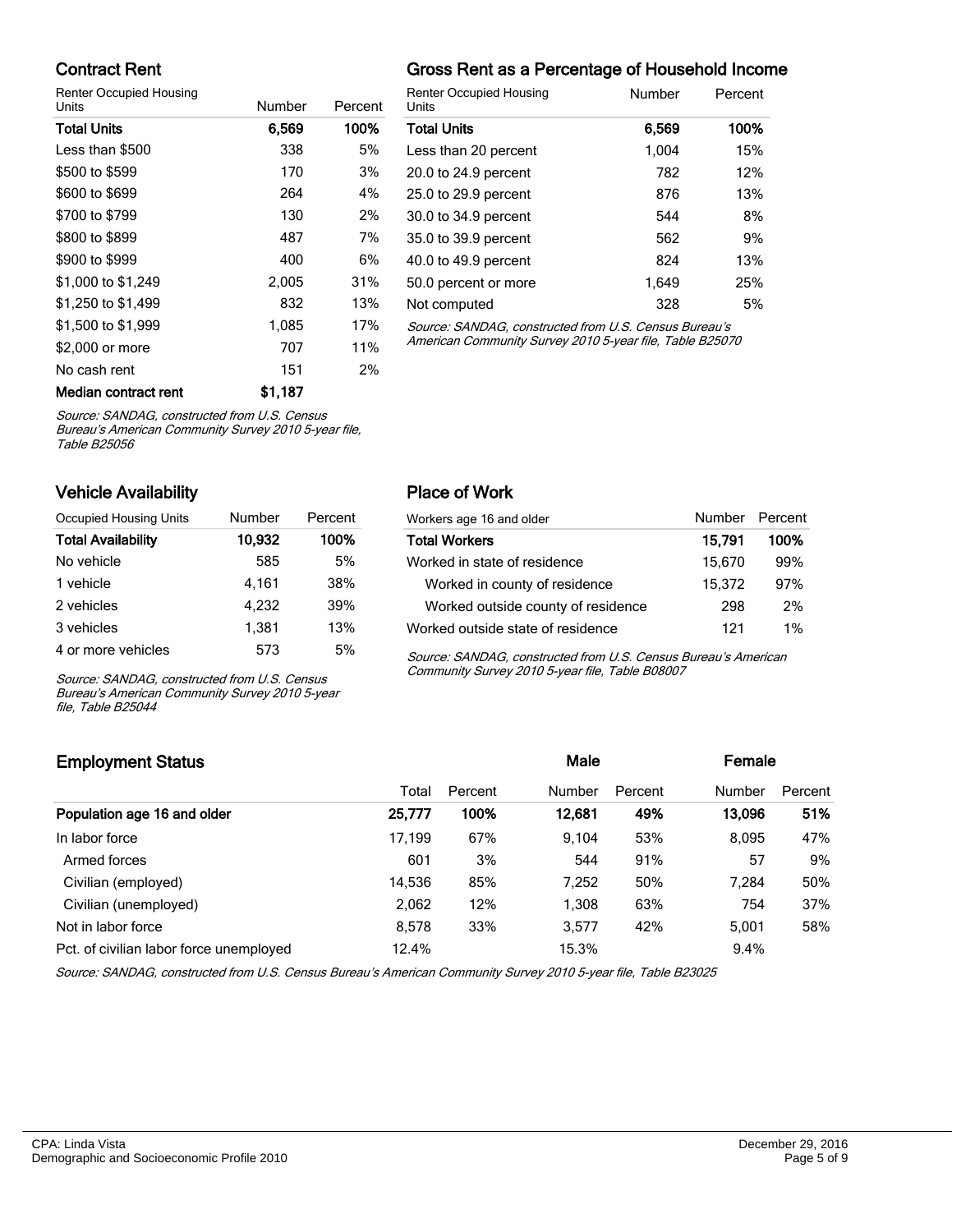## Contract Rent

| Renter Occupied Housing Units | Number | Percent |
|---|---|---|
| **Total Units** | **6,569** | **100%** |
| Less than $500 | 338 | 5% |
| $500 to $599 | 170 | 3% |
| $600 to $699 | 264 | 4% |
| $700 to $799 | 130 | 2% |
| $800 to $899 | 487 | 7% |
| $900 to $999 | 400 | 6% |
| $1,000 to $1,249 | 2,005 | 31% |
| $1,250 to $1,499 | 832 | 13% |
| $1,500 to $1,999 | 1,085 | 17% |
| $2,000 or more | 707 | 11% |
| No cash rent | 151 | 2% |
| **Median contract rent** | **$1,187** | |

*Source: SANDAG, constructed from U.S. Census Bureau's American Community Survey 2010 5-year file, Table B25056*

## Gross Rent as a Percentage of Household Income

| Renter Occupied Housing Units | Number | Percent |
|---|---|---|
| **Total Units** | **6,569** | **100%** |
| Less than 20 percent | 1,004 | 15% |
| 20.0 to 24.9 percent | 782 | 12% |
| 25.0 to 29.9 percent | 876 | 13% |
| 30.0 to 34.9 percent | 544 | 8% |
| 35.0 to 39.9 percent | 562 | 9% |
| 40.0 to 49.9 percent | 824 | 13% |
| 50.0 percent or more | 1,649 | 25% |
| Not computed | 328 | 5% |

*Source: SANDAG, constructed from U.S. Census Bureau's American Community Survey 2010 5-year file, Table B25070*

## Vehicle Availability

| Occupied Housing Units | Number | Percent |
|---|---|---|
| **Total Availability** | **10,932** | **100%** |
| No vehicle | 585 | 5% |
| 1 vehicle | 4,161 | 38% |
| 2 vehicles | 4,232 | 39% |
| 3 vehicles | 1,381 | 13% |
| 4 or more vehicles | 573 | 5% |

*Source: SANDAG, constructed from U.S. Census Bureau's American Community Survey 2010 5-year file, Table B25044*

## Place of Work

| Workers age 16 and older | Number | Percent |
|---|---|---|
| **Total Workers** | **15,791** | **100%** |
| Worked in state of residence | 15,670 | 99% |
| Worked in county of residence | 15,372 | 97% |
| Worked outside county of residence | 298 | 2% |
| Worked outside state of residence | 121 | 1% |

*Source: SANDAG, constructed from U.S. Census Bureau's American Community Survey 2010 5-year file, Table B08007*

## Employment Status

| | Total | Percent | Male Number | Male Percent | Female Number | Female Percent |
|---|---|---|---|---|---|---|
| **Population age 16 and older** | **25,777** | **100%** | **12,681** | **49%** | **13,096** | **51%** |
| In labor force | 17,199 | 67% | 9,104 | 53% | 8,095 | 47% |
| Armed forces | 601 | 3% | 544 | 91% | 57 | 9% |
| Civilian (employed) | 14,536 | 85% | 7,252 | 50% | 7,284 | 50% |
| Civilian (unemployed) | 2,062 | 12% | 1,308 | 63% | 754 | 37% |
| Not in labor force | 8,578 | 33% | 3,577 | 42% | 5,001 | 58% |
| Pct. of civilian labor force unemployed | 12.4% | | 15.3% | | 9.4% | |

*Source: SANDAG, constructed from U.S. Census Bureau's American Community Survey 2010 5-year file, Table B23025*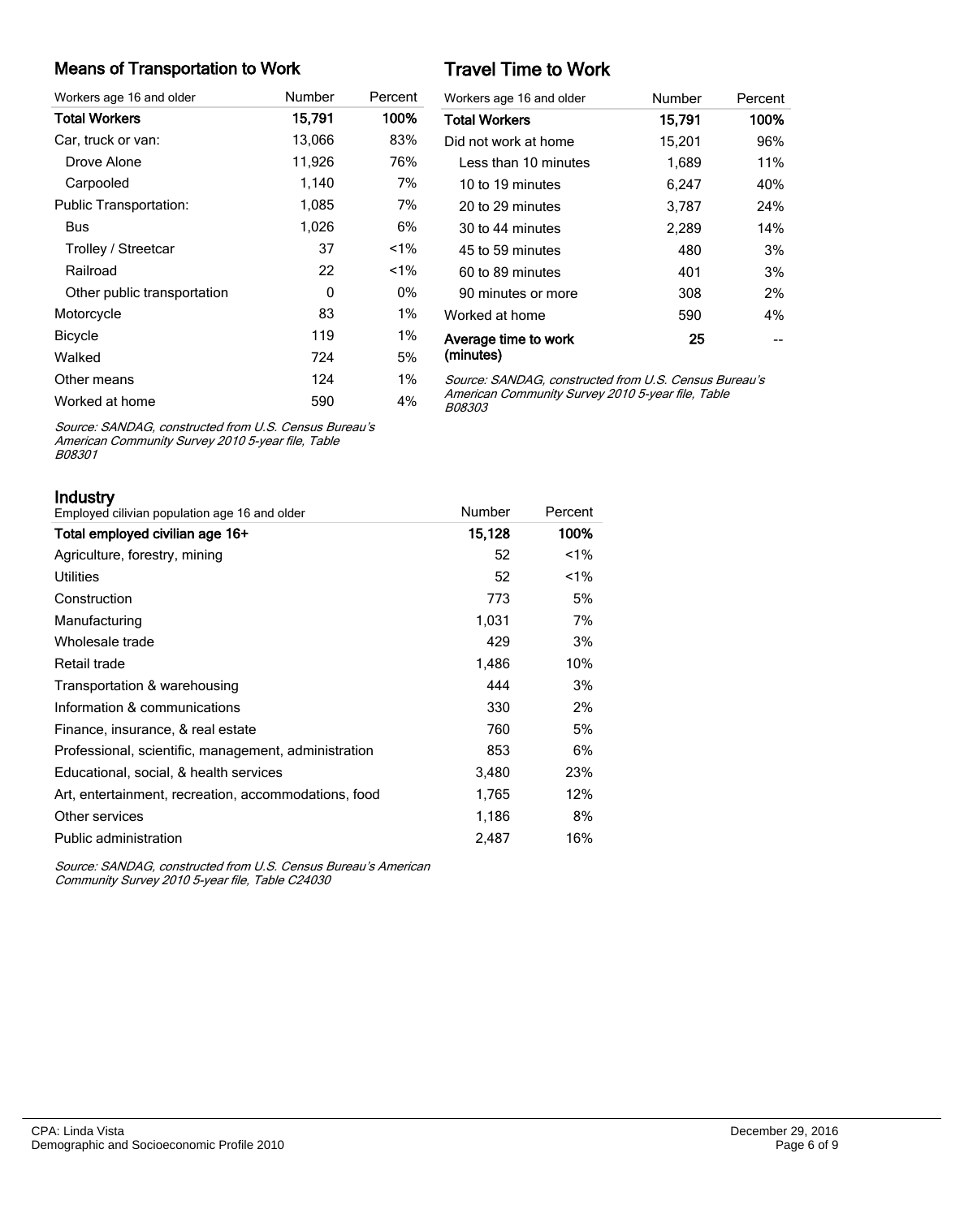## Means of Transportation to Work

| Workers age 16 and older | Number | Percent |
|---|---|---|
| **Total Workers** | **15,791** | **100%** |
| Car, truck or van: | 13,066 | 83% |
| Drove Alone | 11,926 | 76% |
| Carpooled | 1,140 | 7% |
| Public Transportation: | 1,085 | 7% |
| Bus | 1,026 | 6% |
| Trolley / Streetcar | 37 | <1% |
| Railroad | 22 | <1% |
| Other public transportation | 0 | 0% |
| Motorcycle | 83 | 1% |
| Bicycle | 119 | 1% |
| Walked | 724 | 5% |
| Other means | 124 | 1% |
| Worked at home | 590 | 4% |

*Source: SANDAG, constructed from U.S. Census Bureau's American Community Survey 2010 5-year file, Table B08301*

## Travel Time to Work

| Workers age 16 and older | Number | Percent |
|---|---|---|
| **Total Workers** | **15,791** | **100%** |
| Did not work at home | 15,201 | 96% |
| Less than 10 minutes | 1,689 | 11% |
| 10 to 19 minutes | 6,247 | 40% |
| 20 to 29 minutes | 3,787 | 24% |
| 30 to 44 minutes | 2,289 | 14% |
| 45 to 59 minutes | 480 | 3% |
| 60 to 89 minutes | 401 | 3% |
| 90 minutes or more | 308 | 2% |
| Worked at home | 590 | 4% |
| **Average time to work (minutes)** | **25** | -- |

*Source: SANDAG, constructed from U.S. Census Bureau's American Community Survey 2010 5-year file, Table B08303*

## Industry

| Employed cilivian population age 16 and older | Number | Percent |
|---|---|---|
| **Total employed civilian age 16+** | **15,128** | **100%** |
| Agriculture, forestry, mining | 52 | <1% |
| Utilities | 52 | <1% |
| Construction | 773 | 5% |
| Manufacturing | 1,031 | 7% |
| Wholesale trade | 429 | 3% |
| Retail trade | 1,486 | 10% |
| Transportation & warehousing | 444 | 3% |
| Information & communications | 330 | 2% |
| Finance, insurance, & real estate | 760 | 5% |
| Professional, scientific, management, administration | 853 | 6% |
| Educational, social, & health services | 3,480 | 23% |
| Art, entertainment, recreation, accommodations, food | 1,765 | 12% |
| Other services | 1,186 | 8% |
| Public administration | 2,487 | 16% |

*Source: SANDAG, constructed from U.S. Census Bureau's American Community Survey 2010 5-year file, Table C24030*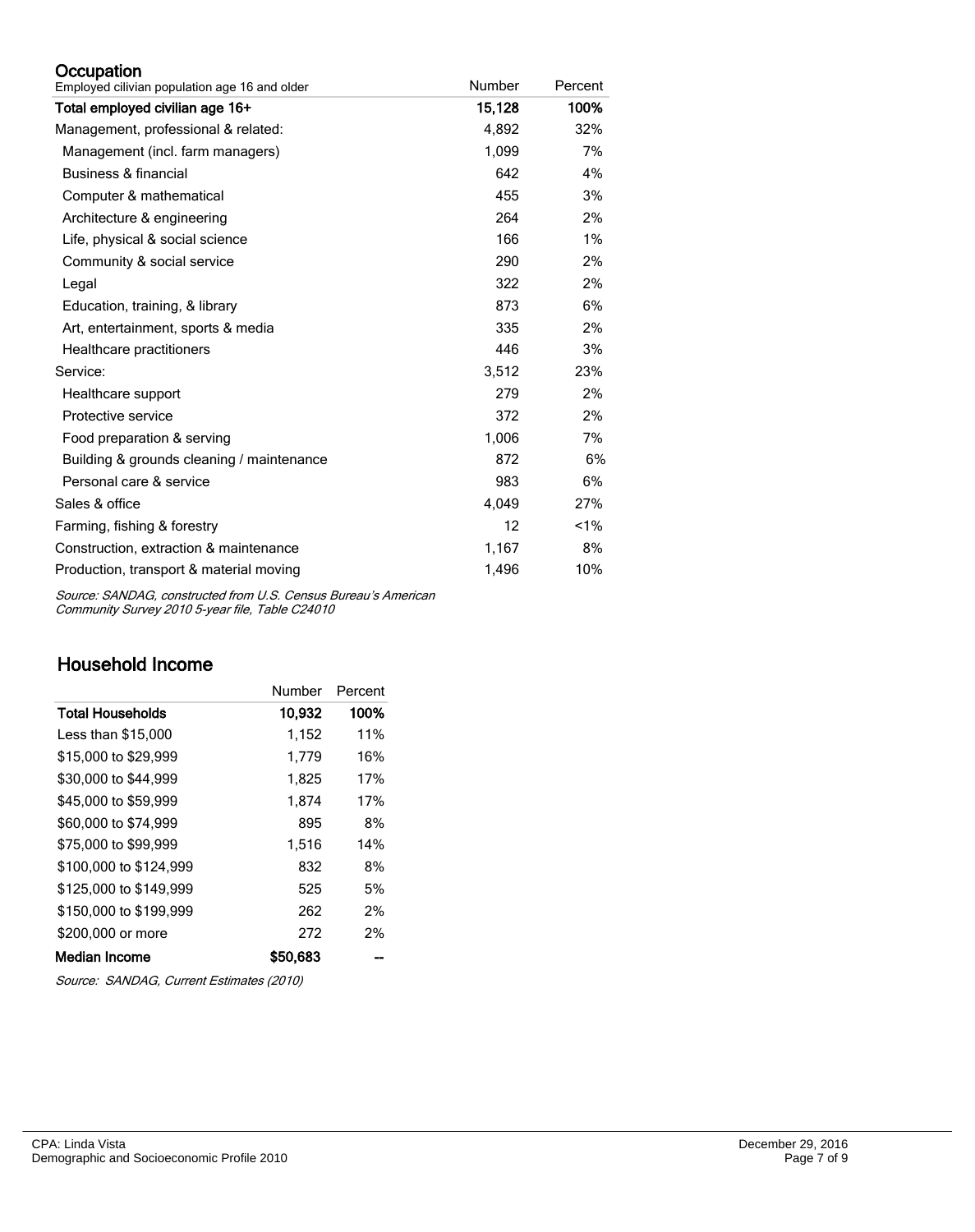## Occupation

| Employed cilivian population age 16 and older | Number | Percent |
|---|---|---|
| **Total employed civilian age 16+** | **15,128** | **100%** |
| Management, professional & related: | 4,892 | 32% |
| Management (incl. farm managers) | 1,099 | 7% |
| Business & financial | 642 | 4% |
| Computer & mathematical | 455 | 3% |
| Architecture & engineering | 264 | 2% |
| Life, physical & social science | 166 | 1% |
| Community & social service | 290 | 2% |
| Legal | 322 | 2% |
| Education, training, & library | 873 | 6% |
| Art, entertainment, sports & media | 335 | 2% |
| Healthcare practitioners | 446 | 3% |
| Service: | 3,512 | 23% |
| Healthcare support | 279 | 2% |
| Protective service | 372 | 2% |
| Food preparation & serving | 1,006 | 7% |
| Building & grounds cleaning / maintenance | 872 | 6% |
| Personal care & service | 983 | 6% |
| Sales & office | 4,049 | 27% |
| Farming, fishing & forestry | 12 | <1% |
| Construction, extraction & maintenance | 1,167 | 8% |
| Production, transport & material moving | 1,496 | 10% |

*Source: SANDAG, constructed from U.S. Census Bureau's American Community Survey 2010 5-year file, Table C24010*

## Household Income

| | Number | Percent |
|---|---|---|
| **Total Households** | **10,932** | **100%** |
| Less than $15,000 | 1,152 | 11% |
| $15,000 to $29,999 | 1,779 | 16% |
| $30,000 to $44,999 | 1,825 | 17% |
| $45,000 to $59,999 | 1,874 | 17% |
| $60,000 to $74,999 | 895 | 8% |
| $75,000 to $99,999 | 1,516 | 14% |
| $100,000 to $124,999 | 832 | 8% |
| $125,000 to $149,999 | 525 | 5% |
| $150,000 to $199,999 | 262 | 2% |
| $200,000 or more | 272 | 2% |
| **Median Income** | **$50,683** | **--** |

*Source: SANDAG, Current Estimates (2010)*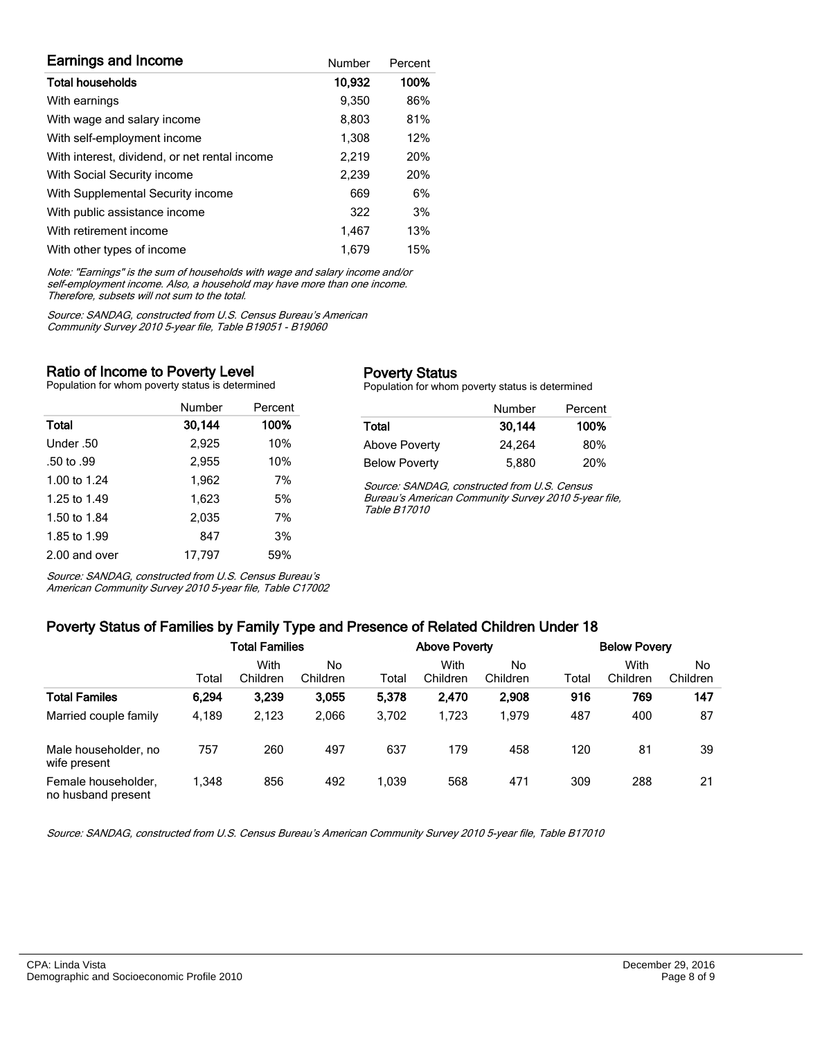## Earnings and Income

| Earnings and Income | Number | Percent |
|---|---|---|
| **Total households** | **10,932** | **100%** |
| With earnings | 9,350 | 86% |
| With wage and salary income | 8,803 | 81% |
| With self-employment income | 1,308 | 12% |
| With interest, dividend, or net rental income | 2,219 | 20% |
| With Social Security income | 2,239 | 20% |
| With Supplemental Security income | 669 | 6% |
| With public assistance income | 322 | 3% |
| With retirement income | 1,467 | 13% |
| With other types of income | 1,679 | 15% |

*Note: "Earnings" is the sum of households with wage and salary income and/or self-employment income. Also, a household may have more than one income. Therefore, subsets will not sum to the total.*

*Source: SANDAG, constructed from U.S. Census Bureau's American Community Survey 2010 5-year file, Table B19051 - B19060*

## Ratio of Income to Poverty Level

Population for whom poverty status is determined

| | Number | Percent |
|---|---|---|
| **Total** | **30,144** | **100%** |
| Under .50 | 2,925 | 10% |
| .50 to .99 | 2,955 | 10% |
| 1.00 to 1.24 | 1,962 | 7% |
| 1.25 to 1.49 | 1,623 | 5% |
| 1.50 to 1.84 | 2,035 | 7% |
| 1.85 to 1.99 | 847 | 3% |
| 2.00 and over | 17,797 | 59% |

*Source: SANDAG, constructed from U.S. Census Bureau's American Community Survey 2010 5-year file, Table C17002*

## Poverty Status

Population for whom poverty status is determined

| | Number | Percent |
|---|---|---|
| **Total** | **30,144** | **100%** |
| Above Poverty | 24,264 | 80% |
| Below Poverty | 5,880 | 20% |

*Source: SANDAG, constructed from U.S. Census Bureau's American Community Survey 2010 5-year file, Table B17010*

## Poverty Status of Families by Family Type and Presence of Related Children Under 18

| | Total Families | | | Above Poverty | | | Below Povery | | |
|---|---|---|---|---|---|---|---|---|---|
| | Total | With Children | No Children | Total | With Children | No Children | Total | With Children | No Children |
| **Total Familes** | **6,294** | **3,239** | **3,055** | **5,378** | **2,470** | **2,908** | **916** | **769** | **147** |
| Married couple family | 4,189 | 2,123 | 2,066 | 3,702 | 1,723 | 1,979 | 487 | 400 | 87 |
| Male householder, no wife present | 757 | 260 | 497 | 637 | 179 | 458 | 120 | 81 | 39 |
| Female householder, no husband present | 1,348 | 856 | 492 | 1,039 | 568 | 471 | 309 | 288 | 21 |

*Source: SANDAG, constructed from U.S. Census Bureau's American Community Survey 2010 5-year file, Table B17010*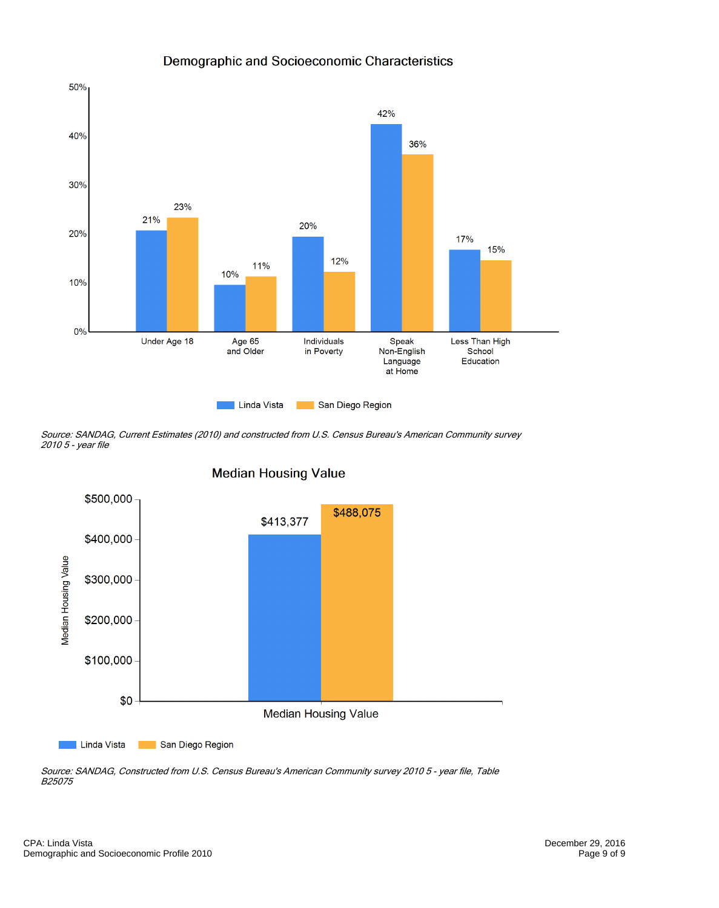## Demographic and Socioeconomic Characteristics

50%
40%
30%
20%
10%
0%

Under Age 18: 21%, 23%
Age 65 and Older: 10%, 11%
Individuals in Poverty: 20%, 12%
Speak Non-English Language at Home: 42%, 36%
Less Than High School Education: 17%, 15%

Linda Vista    San Diego Region

*Source: SANDAG, Current Estimates (2010) and constructed from U.S. Census Bureau's American Community survey 2010 5 - year file*

## Median Housing Value

Median Housing Value

$500,000
$400,000
$300,000
$200,000
$100,000
$0

$413,377
$488,075

Median Housing Value

Linda Vista    San Diego Region

*Source: SANDAG, Constructed from U.S. Census Bureau's American Community survey 2010 5 - year file, Table B25075*

CPA: Linda Vista
Demographic and Socioeconomic Profile 2010

December 29, 2016